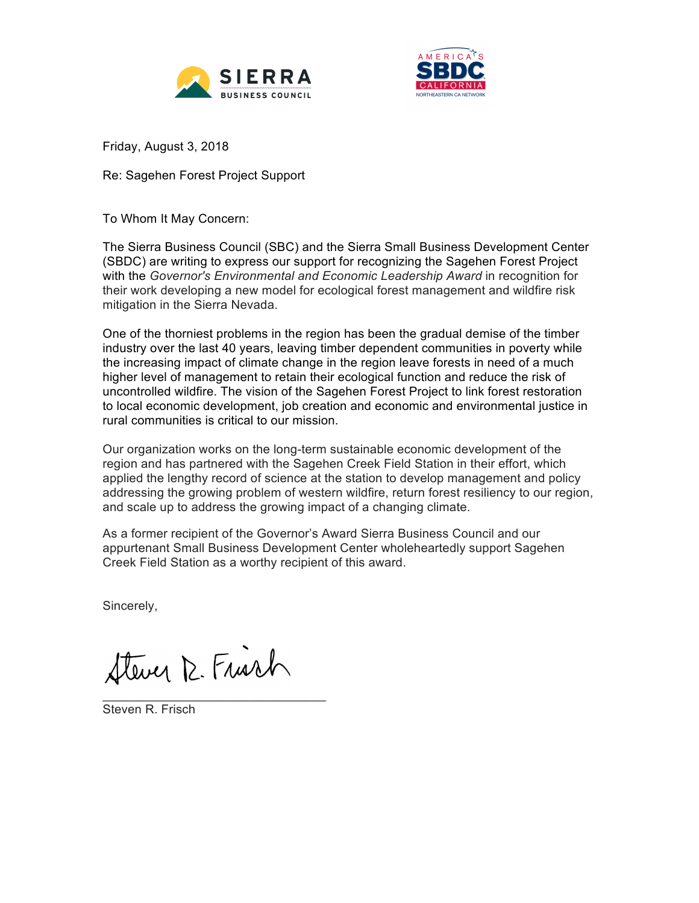SIERRA BUSINESS COUNCIL

AMERICA'S SBDC CALIFORNIA NORTHEASTERN CA NETWORK

Friday, August 3, 2018

Re: Sagehen Forest Project Support

To Whom It May Concern:

The Sierra Business Council (SBC) and the Sierra Small Business Development Center (SBDC) are writing to express our support for recognizing the Sagehen Forest Project with the *Governor's Environmental and Economic Leadership Award* in recognition for their work developing a new model for ecological forest management and wildfire risk mitigation in the Sierra Nevada.

One of the thorniest problems in the region has been the gradual demise of the timber industry over the last 40 years, leaving timber dependent communities in poverty while the increasing impact of climate change in the region leave forests in need of a much higher level of management to retain their ecological function and reduce the risk of uncontrolled wildfire. The vision of the Sagehen Forest Project to link forest restoration to local economic development, job creation and economic and environmental justice in rural communities is critical to our mission.

Our organization works on the long-term sustainable economic development of the region and has partnered with the Sagehen Creek Field Station in their effort, which applied the lengthy record of science at the station to develop management and policy addressing the growing problem of western wildfire, return forest resiliency to our region, and scale up to address the growing impact of a changing climate.

As a former recipient of the Governor's Award Sierra Business Council and our appurtenant Small Business Development Center wholeheartedly support Sagehen Creek Field Station as a worthy recipient of this award.

Sincerely,

Steven R. Frisch

Steven R. Frisch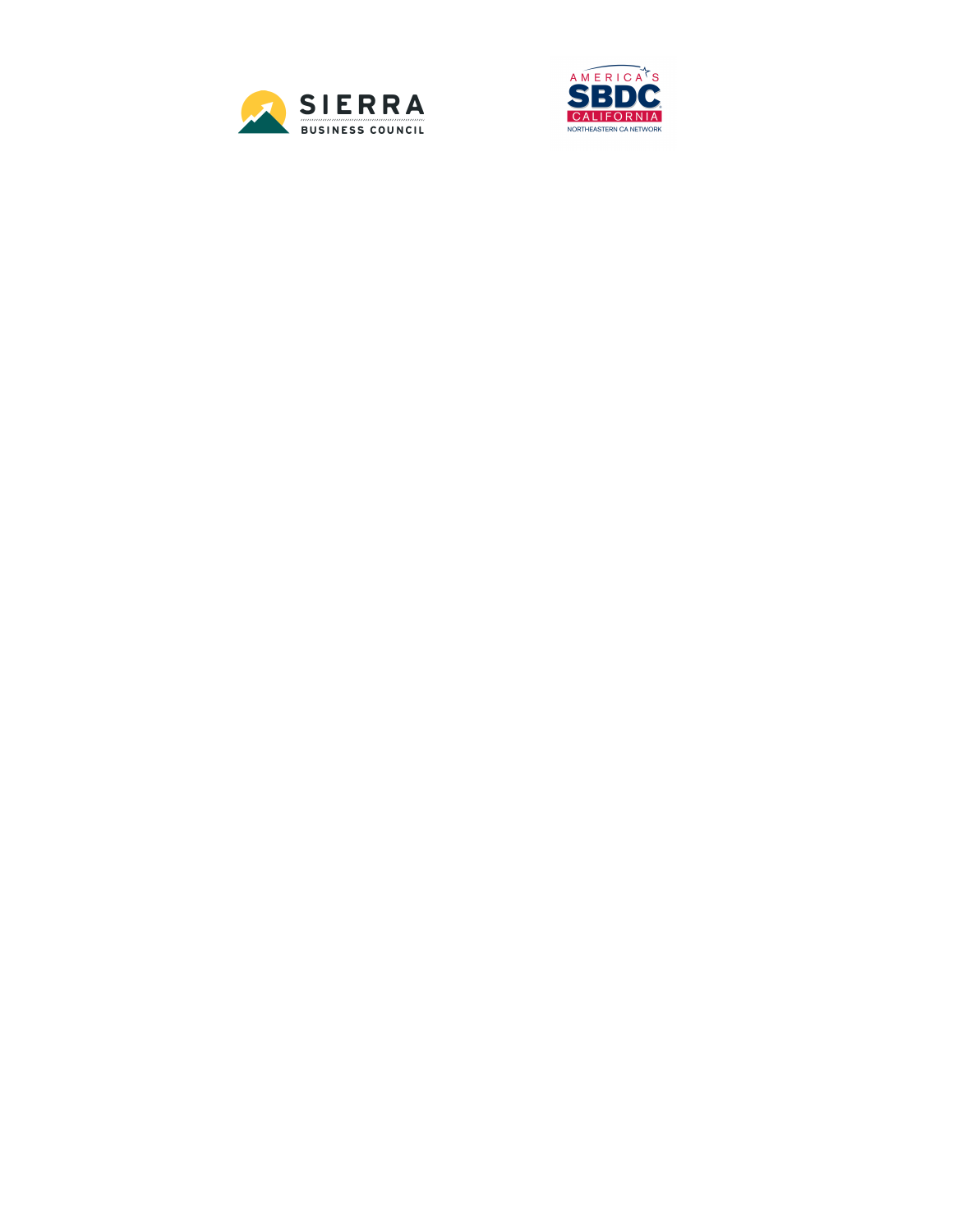SIERRA BUSINESS COUNCIL

AMERICA'S SBDC CALIFORNIA NORTHEASTERN CA NETWORK